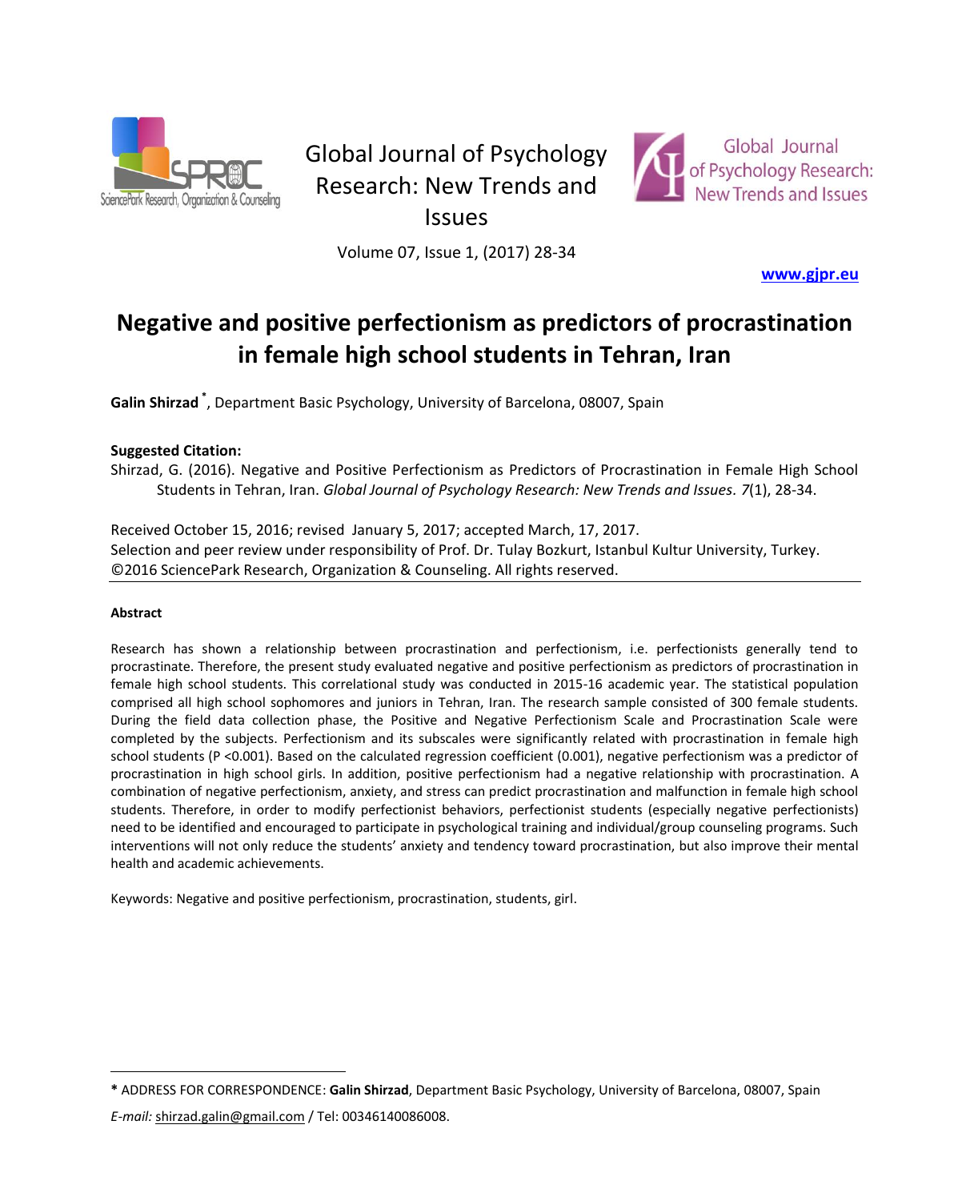Global Journal of Psychology Research: New Trends and Issues

Volume 07, Issue 1, (2017) 28-34

www.gjpr.eu

# Negative and positive perfectionism as predictors of procrastination in female high school students in Tehran, Iran

**Galin Shirzad** [*], Department Basic Psychology, University of Barcelona, 08007, Spain

**Suggested Citation:**

Shirzad, G. (2016). Negative and Positive Perfectionism as Predictors of Procrastination in Female High School Students in Tehran, Iran. *Global Journal of Psychology Research: New Trends and Issues*. *7*(1), 28-34.

Received October 15, 2016; revised January 5, 2017; accepted March, 17, 2017.
Selection and peer review under responsibility of Prof. Dr. Tulay Bozkurt, Istanbul Kultur University, Turkey.
©2016 SciencePark Research, Organization & Counseling. All rights reserved.

#### Abstract

Research has shown a relationship between procrastination and perfectionism, i.e. perfectionists generally tend to procrastinate. Therefore, the present study evaluated negative and positive perfectionism as predictors of procrastination in female high school students. This correlational study was conducted in 2015-16 academic year. The statistical population comprised all high school sophomores and juniors in Tehran, Iran. The research sample consisted of 300 female students. During the field data collection phase, the Positive and Negative Perfectionism Scale and Procrastination Scale were completed by the subjects. Perfectionism and its subscales were significantly related with procrastination in female high school students ($P < 0.001$). Based on the calculated regression coefficient (0.001), negative perfectionism was a predictor of procrastination in high school girls. In addition, positive perfectionism had a negative relationship with procrastination. A combination of negative perfectionism, anxiety, and stress can predict procrastination and malfunction in female high school students. Therefore, in order to modify perfectionist behaviors, perfectionist students (especially negative perfectionists) need to be identified and encouraged to participate in psychological training and individual/group counseling programs. Such interventions will not only reduce the students' anxiety and tendency toward procrastination, but also improve their mental health and academic achievements.

Keywords: Negative and positive perfectionism, procrastination, students, girl.

---

[*] ADDRESS FOR CORRESPONDENCE: **Galin Shirzad**, Department Basic Psychology, University of Barcelona, 08007, Spain

*E-mail:* shirzad.galin@gmail.com / Tel: 00346140086008.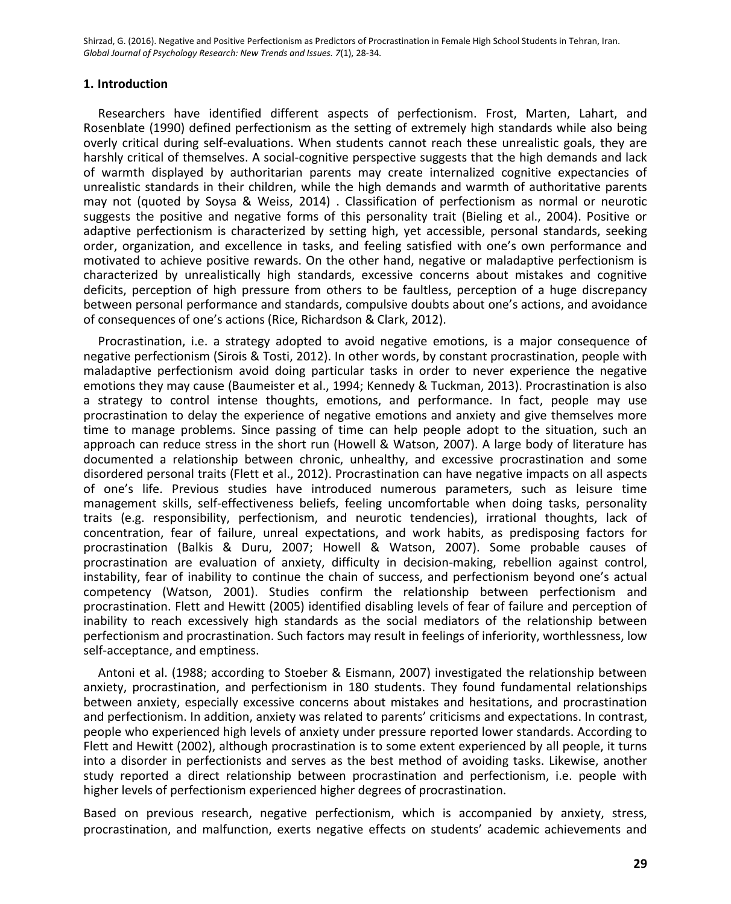## 1. Introduction

Researchers have identified different aspects of perfectionism. Frost, Marten, Lahart, and Rosenblate (1990) defined perfectionism as the setting of extremely high standards while also being overly critical during self-evaluations. When students cannot reach these unrealistic goals, they are harshly critical of themselves. A social-cognitive perspective suggests that the high demands and lack of warmth displayed by authoritarian parents may create internalized cognitive expectancies of unrealistic standards in their children, while the high demands and warmth of authoritative parents may not (quoted by Soysa & Weiss, 2014) . Classification of perfectionism as normal or neurotic suggests the positive and negative forms of this personality trait (Bieling et al., 2004). Positive or adaptive perfectionism is characterized by setting high, yet accessible, personal standards, seeking order, organization, and excellence in tasks, and feeling satisfied with one's own performance and motivated to achieve positive rewards. On the other hand, negative or maladaptive perfectionism is characterized by unrealistically high standards, excessive concerns about mistakes and cognitive deficits, perception of high pressure from others to be faultless, perception of a huge discrepancy between personal performance and standards, compulsive doubts about one's actions, and avoidance of consequences of one's actions (Rice, Richardson & Clark, 2012).

Procrastination, i.e. a strategy adopted to avoid negative emotions, is a major consequence of negative perfectionism (Sirois & Tosti, 2012). In other words, by constant procrastination, people with maladaptive perfectionism avoid doing particular tasks in order to never experience the negative emotions they may cause (Baumeister et al., 1994; Kennedy & Tuckman, 2013). Procrastination is also a strategy to control intense thoughts, emotions, and performance. In fact, people may use procrastination to delay the experience of negative emotions and anxiety and give themselves more time to manage problems. Since passing of time can help people adopt to the situation, such an approach can reduce stress in the short run (Howell & Watson, 2007). A large body of literature has documented a relationship between chronic, unhealthy, and excessive procrastination and some disordered personal traits (Flett et al., 2012). Procrastination can have negative impacts on all aspects of one's life. Previous studies have introduced numerous parameters, such as leisure time management skills, self-effectiveness beliefs, feeling uncomfortable when doing tasks, personality traits (e.g. responsibility, perfectionism, and neurotic tendencies), irrational thoughts, lack of concentration, fear of failure, unreal expectations, and work habits, as predisposing factors for procrastination (Balkis & Duru, 2007; Howell & Watson, 2007). Some probable causes of procrastination are evaluation of anxiety, difficulty in decision-making, rebellion against control, instability, fear of inability to continue the chain of success, and perfectionism beyond one's actual competency (Watson, 2001). Studies confirm the relationship between perfectionism and procrastination. Flett and Hewitt (2005) identified disabling levels of fear of failure and perception of inability to reach excessively high standards as the social mediators of the relationship between perfectionism and procrastination. Such factors may result in feelings of inferiority, worthlessness, low self-acceptance, and emptiness.

Antoni et al. (1988; according to Stoeber & Eismann, 2007) investigated the relationship between anxiety, procrastination, and perfectionism in 180 students. They found fundamental relationships between anxiety, especially excessive concerns about mistakes and hesitations, and procrastination and perfectionism. In addition, anxiety was related to parents' criticisms and expectations. In contrast, people who experienced high levels of anxiety under pressure reported lower standards. According to Flett and Hewitt (2002), although procrastination is to some extent experienced by all people, it turns into a disorder in perfectionists and serves as the best method of avoiding tasks. Likewise, another study reported a direct relationship between procrastination and perfectionism, i.e. people with higher levels of perfectionism experienced higher degrees of procrastination.

Based on previous research, negative perfectionism, which is accompanied by anxiety, stress, procrastination, and malfunction, exerts negative effects on students' academic achievements and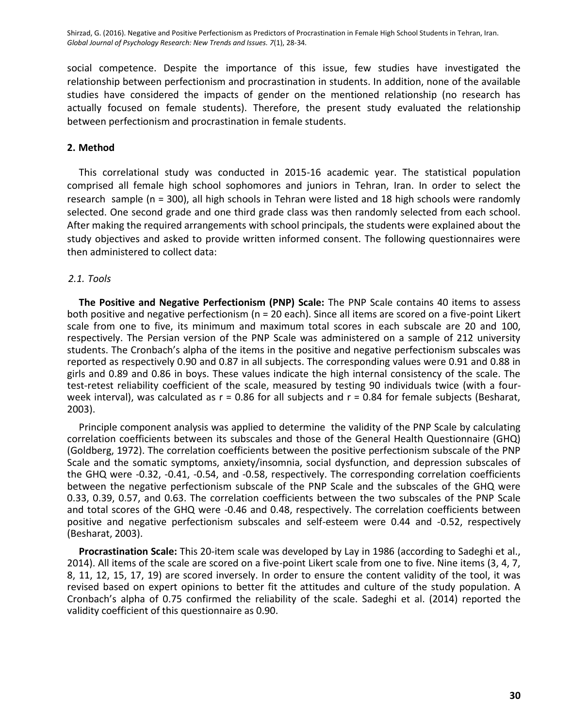social competence. Despite the importance of this issue, few studies have investigated the relationship between perfectionism and procrastination in students. In addition, none of the available studies have considered the impacts of gender on the mentioned relationship (no research has actually focused on female students). Therefore, the present study evaluated the relationship between perfectionism and procrastination in female students.

## 2. Method

This correlational study was conducted in 2015-16 academic year. The statistical population comprised all female high school sophomores and juniors in Tehran, Iran. In order to select the research sample (n = 300), all high schools in Tehran were listed and 18 high schools were randomly selected. One second grade and one third grade class was then randomly selected from each school. After making the required arrangements with school principals, the students were explained about the study objectives and asked to provide written informed consent. The following questionnaires were then administered to collect data:

### *2.1. Tools*

**The Positive and Negative Perfectionism (PNP) Scale:** The PNP Scale contains 40 items to assess both positive and negative perfectionism (n = 20 each). Since all items are scored on a five-point Likert scale from one to five, its minimum and maximum total scores in each subscale are 20 and 100, respectively. The Persian version of the PNP Scale was administered on a sample of 212 university students. The Cronbach's alpha of the items in the positive and negative perfectionism subscales was reported as respectively 0.90 and 0.87 in all subjects. The corresponding values were 0.91 and 0.88 in girls and 0.89 and 0.86 in boys. These values indicate the high internal consistency of the scale. The test-retest reliability coefficient of the scale, measured by testing 90 individuals twice (with a four-week interval), was calculated as r = 0.86 for all subjects and r = 0.84 for female subjects (Besharat, 2003).

Principle component analysis was applied to determine the validity of the PNP Scale by calculating correlation coefficients between its subscales and those of the General Health Questionnaire (GHQ) (Goldberg, 1972). The correlation coefficients between the positive perfectionism subscale of the PNP Scale and the somatic symptoms, anxiety/insomnia, social dysfunction, and depression subscales of the GHQ were -0.32, -0.41, -0.54, and -0.58, respectively. The corresponding correlation coefficients between the negative perfectionism subscale of the PNP Scale and the subscales of the GHQ were 0.33, 0.39, 0.57, and 0.63. The correlation coefficients between the two subscales of the PNP Scale and total scores of the GHQ were -0.46 and 0.48, respectively. The correlation coefficients between positive and negative perfectionism subscales and self-esteem were 0.44 and -0.52, respectively (Besharat, 2003).

**Procrastination Scale:** This 20-item scale was developed by Lay in 1986 (according to Sadeghi et al., 2014). All items of the scale are scored on a five-point Likert scale from one to five. Nine items (3, 4, 7, 8, 11, 12, 15, 17, 19) are scored inversely. In order to ensure the content validity of the tool, it was revised based on expert opinions to better fit the attitudes and culture of the study population. A Cronbach's alpha of 0.75 confirmed the reliability of the scale. Sadeghi et al. (2014) reported the validity coefficient of this questionnaire as 0.90.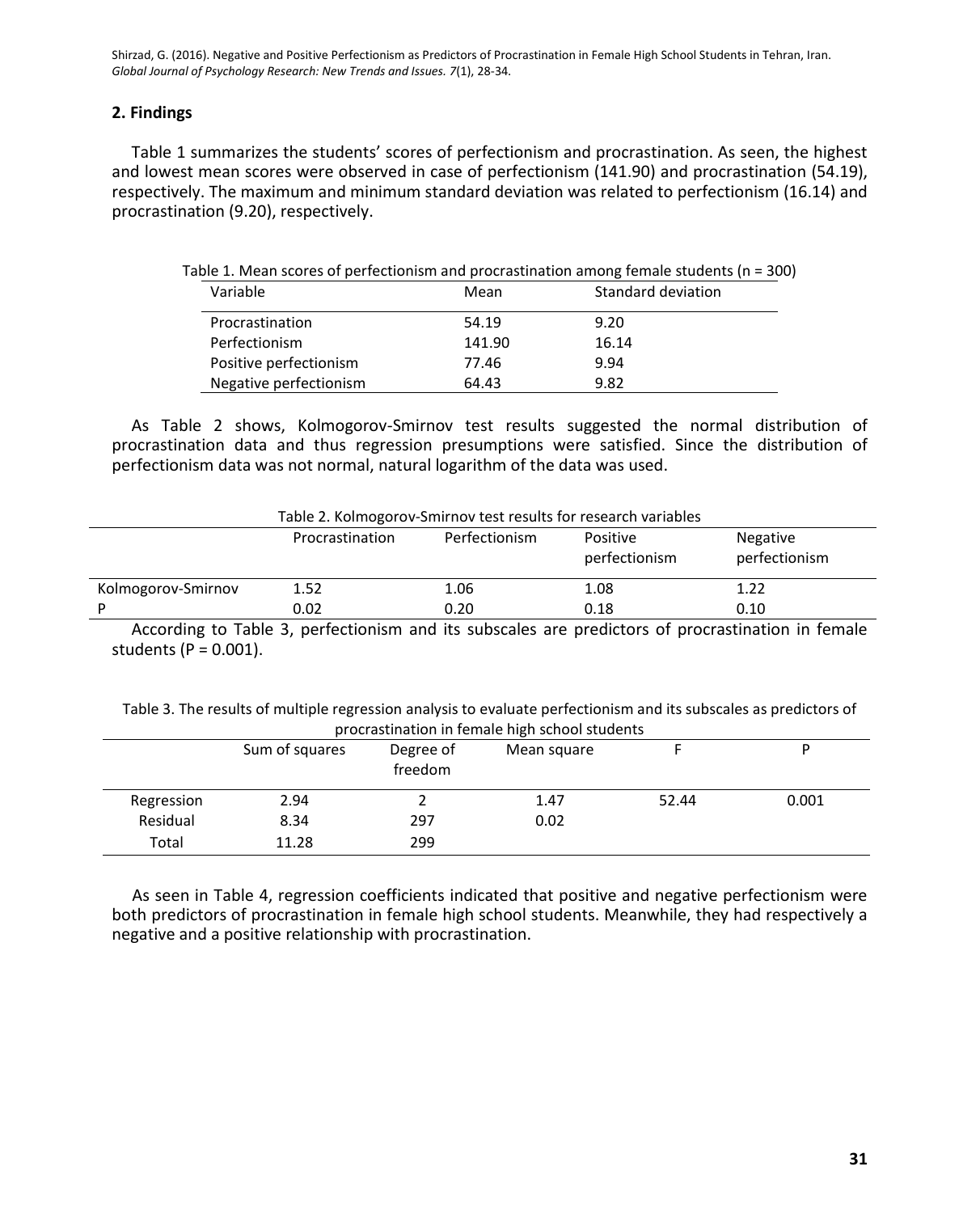## 2. Findings

Table 1 summarizes the students' scores of perfectionism and procrastination. As seen, the highest and lowest mean scores were observed in case of perfectionism (141.90) and procrastination (54.19), respectively. The maximum and minimum standard deviation was related to perfectionism (16.14) and procrastination (9.20), respectively.

Table 1. Mean scores of perfectionism and procrastination among female students (n = 300)

| Variable | Mean | Standard deviation |
|---|---|---|
| Procrastination | 54.19 | 9.20 |
| Perfectionism | 141.90 | 16.14 |
| Positive perfectionism | 77.46 | 9.94 |
| Negative perfectionism | 64.43 | 9.82 |

As Table 2 shows, Kolmogorov-Smirnov test results suggested the normal distribution of procrastination data and thus regression presumptions were satisfied. Since the distribution of perfectionism data was not normal, natural logarithm of the data was used.

Table 2. Kolmogorov-Smirnov test results for research variables

| | Procrastination | Perfectionism | Positive perfectionism | Negative perfectionism |
|---|---|---|---|---|
| Kolmogorov-Smirnov | 1.52 | 1.06 | 1.08 | 1.22 |
| P | 0.02 | 0.20 | 0.18 | 0.10 |

According to Table 3, perfectionism and its subscales are predictors of procrastination in female students (P = 0.001).

Table 3. The results of multiple regression analysis to evaluate perfectionism and its subscales as predictors of procrastination in female high school students

| | Sum of squares | Degree of freedom | Mean square | F | P |
|---|---|---|---|---|---|
| Regression | 2.94 | 2 | 1.47 | 52.44 | 0.001 |
| Residual | 8.34 | 297 | 0.02 | | |
| Total | 11.28 | 299 | | | |

As seen in Table 4, regression coefficients indicated that positive and negative perfectionism were both predictors of procrastination in female high school students. Meanwhile, they had respectively a negative and a positive relationship with procrastination.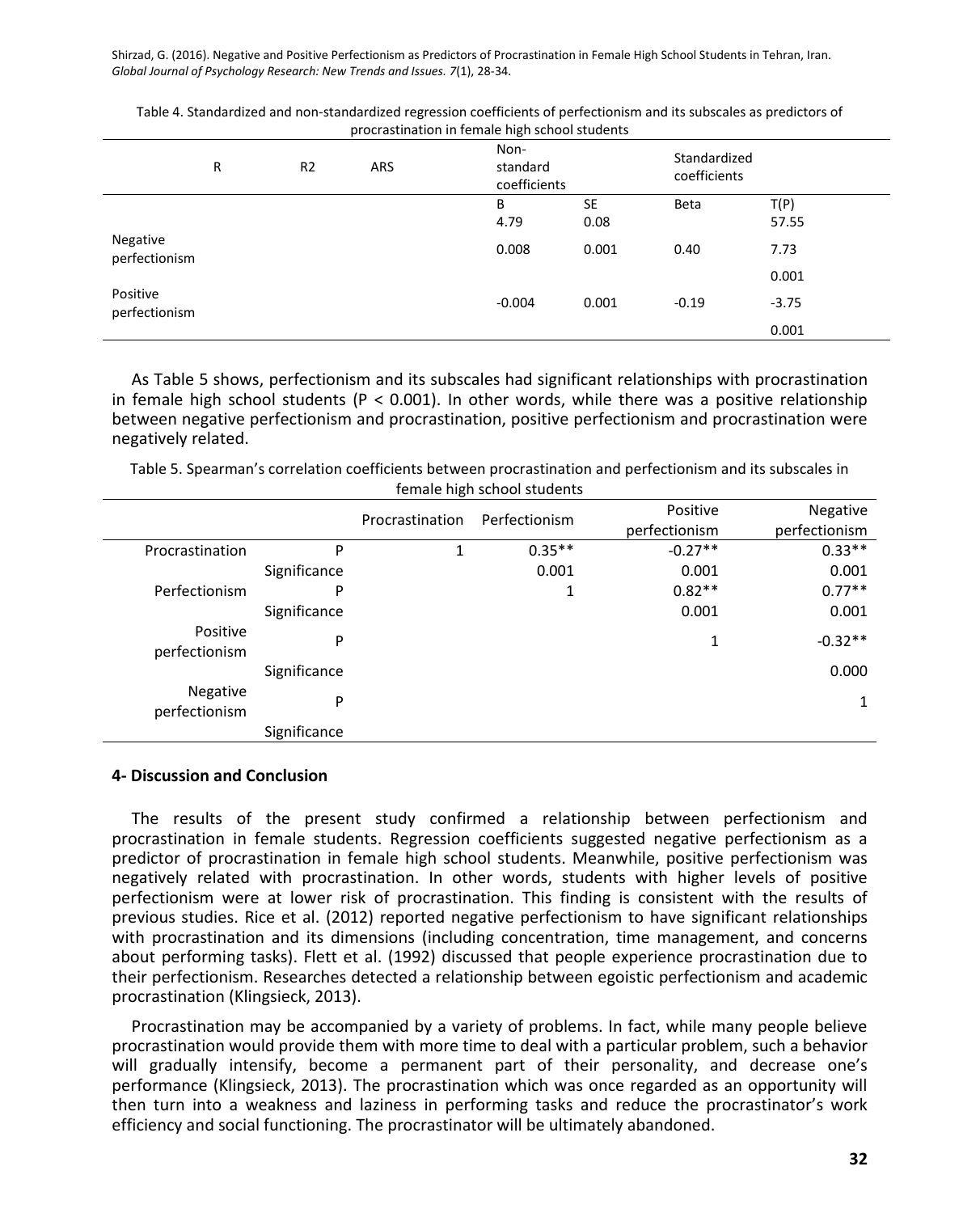Table 4. Standardized and non-standardized regression coefficients of perfectionism and its subscales as predictors of procrastination in female high school students

| R | R2 | ARS | Non-standard coefficients | | Standardized coefficients | |
|---|---|---|---|---|---|---|
| | | | B | SE | Beta | T(P) |
| | | | 4.79 | 0.08 | | 57.55 |
| Negative perfectionism | | | 0.008 | 0.001 | 0.40 | 7.73 |
| | | | | | | 0.001 |
| Positive perfectionism | | | -0.004 | 0.001 | -0.19 | -3.75 |
| | | | | | | 0.001 |

As Table 5 shows, perfectionism and its subscales had significant relationships with procrastination in female high school students ($P < 0.001$). In other words, while there was a positive relationship between negative perfectionism and procrastination, positive perfectionism and procrastination were negatively related.

Table 5. Spearman's correlation coefficients between procrastination and perfectionism and its subscales in female high school students

| | | Procrastination | Perfectionism | Positive perfectionism | Negative perfectionism |
|---|---|---|---|---|---|
| Procrastination | P | 1 | 0.35** | -0.27** | 0.33** |
| | Significance | | 0.001 | 0.001 | 0.001 |
| Perfectionism | P | | 1 | 0.82** | 0.77** |
| | Significance | | | 0.001 | 0.001 |
| Positive perfectionism | P | | | 1 | -0.32** |
| | Significance | | | | 0.000 |
| Negative perfectionism | P | | | | 1 |
| | Significance | | | | |

## 4- Discussion and Conclusion

The results of the present study confirmed a relationship between perfectionism and procrastination in female students. Regression coefficients suggested negative perfectionism as a predictor of procrastination in female high school students. Meanwhile, positive perfectionism was negatively related with procrastination. In other words, students with higher levels of positive perfectionism were at lower risk of procrastination. This finding is consistent with the results of previous studies. Rice et al. (2012) reported negative perfectionism to have significant relationships with procrastination and its dimensions (including concentration, time management, and concerns about performing tasks). Flett et al. (1992) discussed that people experience procrastination due to their perfectionism. Researches detected a relationship between egoistic perfectionism and academic procrastination (Klingsieck, 2013).

Procrastination may be accompanied by a variety of problems. In fact, while many people believe procrastination would provide them with more time to deal with a particular problem, such a behavior will gradually intensify, become a permanent part of their personality, and decrease one's performance (Klingsieck, 2013). The procrastination which was once regarded as an opportunity will then turn into a weakness and laziness in performing tasks and reduce the procrastinator's work efficiency and social functioning. The procrastinator will be ultimately abandoned.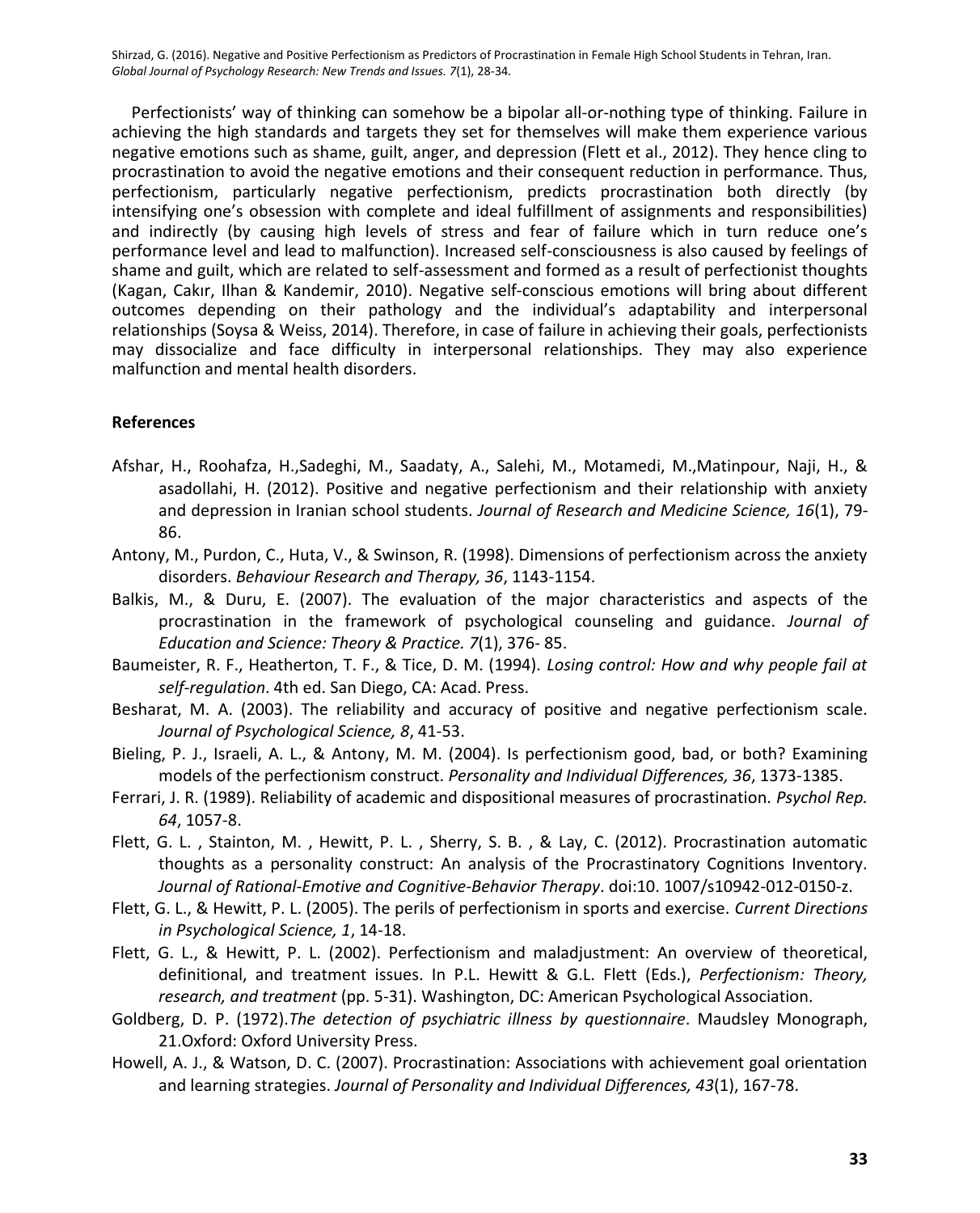Perfectionists' way of thinking can somehow be a bipolar all-or-nothing type of thinking. Failure in achieving the high standards and targets they set for themselves will make them experience various negative emotions such as shame, guilt, anger, and depression (Flett et al., 2012). They hence cling to procrastination to avoid the negative emotions and their consequent reduction in performance. Thus, perfectionism, particularly negative perfectionism, predicts procrastination both directly (by intensifying one's obsession with complete and ideal fulfillment of assignments and responsibilities) and indirectly (by causing high levels of stress and fear of failure which in turn reduce one's performance level and lead to malfunction). Increased self-consciousness is also caused by feelings of shame and guilt, which are related to self-assessment and formed as a result of perfectionist thoughts (Kagan, Cakır, Ilhan & Kandemir, 2010). Negative self-conscious emotions will bring about different outcomes depending on their pathology and the individual's adaptability and interpersonal relationships (Soysa & Weiss, 2014). Therefore, in case of failure in achieving their goals, perfectionists may dissocialize and face difficulty in interpersonal relationships. They may also experience malfunction and mental health disorders.

## References

Afshar, H., Roohafza, H.,Sadeghi, M., Saadaty, A., Salehi, M., Motamedi, M.,Matinpour, Naji, H., & asadollahi, H. (2012). Positive and negative perfectionism and their relationship with anxiety and depression in Iranian school students. *Journal of Research and Medicine Science, 16*(1), 79-86.

Antony, M., Purdon, C., Huta, V., & Swinson, R. (1998). Dimensions of perfectionism across the anxiety disorders. *Behaviour Research and Therapy, 36*, 1143-1154.

Balkis, M., & Duru, E. (2007). The evaluation of the major characteristics and aspects of the procrastination in the framework of psychological counseling and guidance. *Journal of Education and Science: Theory & Practice. 7*(1), 376- 85.

Baumeister, R. F., Heatherton, T. F., & Tice, D. M. (1994). *Losing control: How and why people fail at self-regulation*. 4th ed. San Diego, CA: Acad. Press.

Besharat, M. A. (2003). The reliability and accuracy of positive and negative perfectionism scale. *Journal of Psychological Science, 8*, 41-53.

Bieling, P. J., Israeli, A. L., & Antony, M. M. (2004). Is perfectionism good, bad, or both? Examining models of the perfectionism construct. *Personality and Individual Differences, 36*, 1373-1385.

Ferrari, J. R. (1989). Reliability of academic and dispositional measures of procrastination. *Psychol Rep. 64*, 1057-8.

Flett, G. L. , Stainton, M. , Hewitt, P. L. , Sherry, S. B. , & Lay, C. (2012). Procrastination automatic thoughts as a personality construct: An analysis of the Procrastinatory Cognitions Inventory. *Journal of Rational-Emotive and Cognitive-Behavior Therapy*. doi:10. 1007/s10942-012-0150-z.

Flett, G. L., & Hewitt, P. L. (2005). The perils of perfectionism in sports and exercise. *Current Directions in Psychological Science, 1*, 14-18.

Flett, G. L., & Hewitt, P. L. (2002). Perfectionism and maladjustment: An overview of theoretical, definitional, and treatment issues. In P.L. Hewitt & G.L. Flett (Eds.), *Perfectionism: Theory, research, and treatment* (pp. 5-31). Washington, DC: American Psychological Association.

Goldberg, D. P. (1972).*The detection of psychiatric illness by questionnaire*. Maudsley Monograph, 21.Oxford: Oxford University Press.

Howell, A. J., & Watson, D. C. (2007). Procrastination: Associations with achievement goal orientation and learning strategies. *Journal of Personality and Individual Differences, 43*(1), 167-78.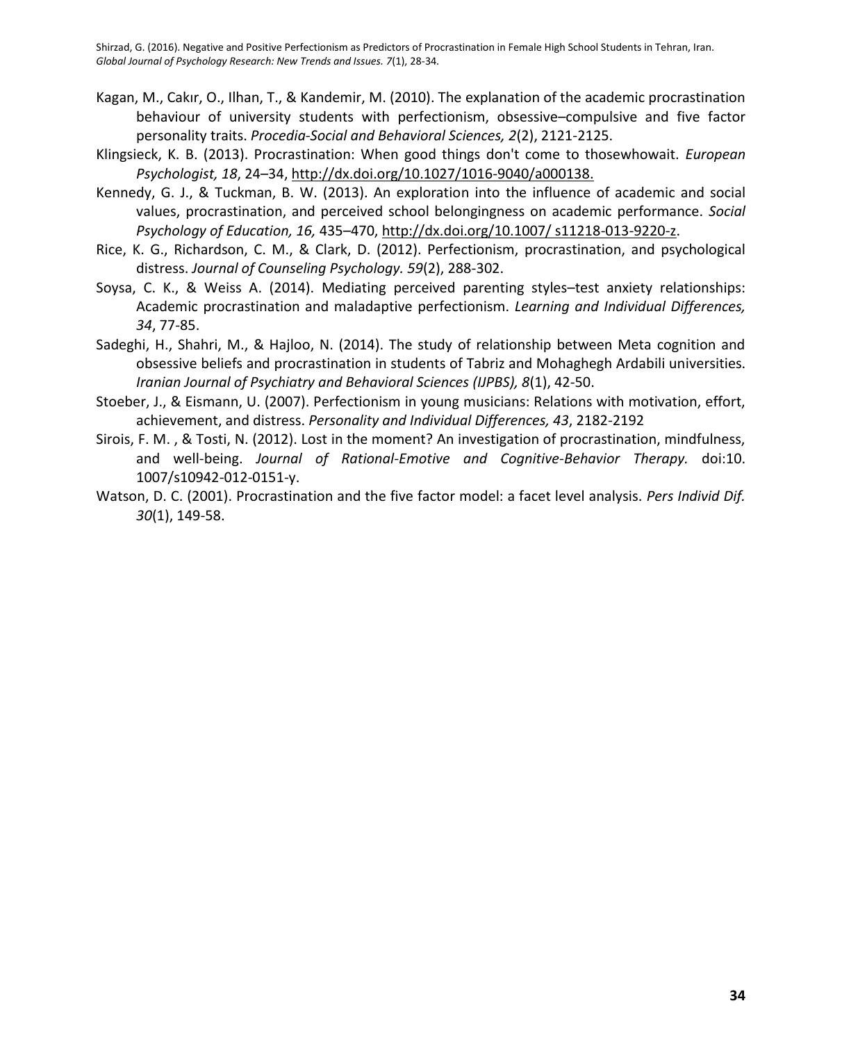Kagan, M., Cakır, O., Ilhan, T., & Kandemir, M. (2010). The explanation of the academic procrastination behaviour of university students with perfectionism, obsessive–compulsive and five factor personality traits. *Procedia-Social and Behavioral Sciences, 2*(2), 2121-2125.

Klingsieck, K. B. (2013). Procrastination: When good things don't come to thosewhowait. *European Psychologist, 18*, 24–34, http://dx.doi.org/10.1027/1016-9040/a000138.

Kennedy, G. J., & Tuckman, B. W. (2013). An exploration into the influence of academic and social values, procrastination, and perceived school belongingness on academic performance. *Social Psychology of Education, 16,* 435–470, http://dx.doi.org/10.1007/ s11218-013-9220-z.

Rice, K. G., Richardson, C. M., & Clark, D. (2012). Perfectionism, procrastination, and psychological distress. *Journal of Counseling Psychology. 59*(2), 288-302.

Soysa, C. K., & Weiss A. (2014). Mediating perceived parenting styles–test anxiety relationships: Academic procrastination and maladaptive perfectionism. *Learning and Individual Differences, 34*, 77-85.

Sadeghi, H., Shahri, M., & Hajloo, N. (2014). The study of relationship between Meta cognition and obsessive beliefs and procrastination in students of Tabriz and Mohaghegh Ardabili universities. *Iranian Journal of Psychiatry and Behavioral Sciences (IJPBS), 8*(1), 42-50.

Stoeber, J., & Eismann, U. (2007). Perfectionism in young musicians: Relations with motivation, effort, achievement, and distress. *Personality and Individual Differences, 43*, 2182-2192

Sirois, F. M. , & Tosti, N. (2012). Lost in the moment? An investigation of procrastination, mindfulness, and well-being. *Journal of Rational-Emotive and Cognitive-Behavior Therapy.* doi:10. 1007/s10942-012-0151-y.

Watson, D. C. (2001). Procrastination and the five factor model: a facet level analysis. *Pers Individ Dif. 30*(1), 149-58.